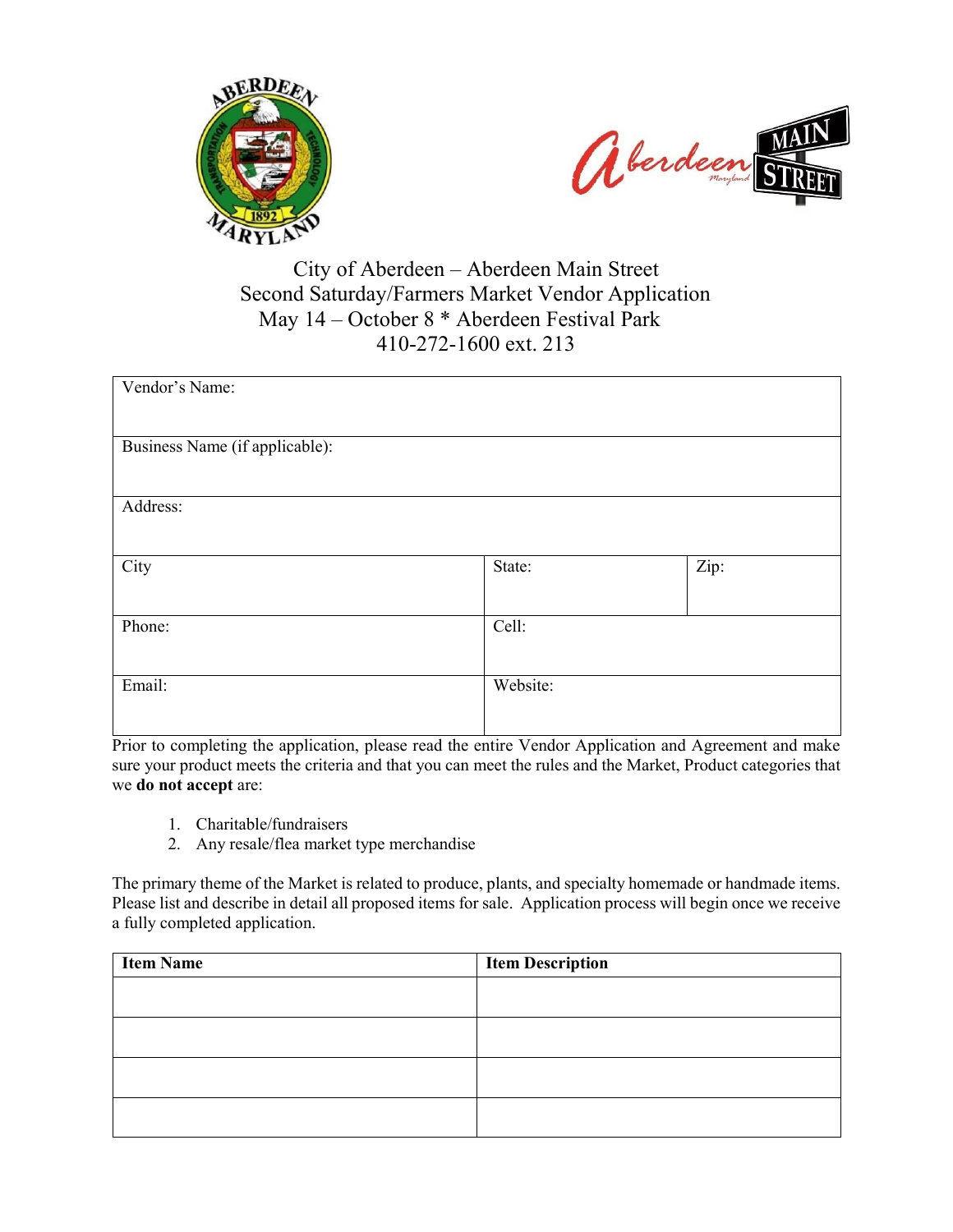# City of Aberdeen – Aberdeen Main Street
## Second Saturday/Farmers Market Vendor Application
### May 14 – October 8 * Aberdeen Festival Park
### 410-272-1600 ext. 213

| Vendor's Name: | | |
|---|---|---|
| Business Name (if applicable): | | |
| Address: | | |
| City | State: | Zip: |
| Phone: | Cell: | |
| Email: | Website: | |

Prior to completing the application, please read the entire Vendor Application and Agreement and make sure your product meets the criteria and that you can meet the rules and the Market, Product categories that we **do not accept** are:

1. Charitable/fundraisers
2. Any resale/flea market type merchandise

The primary theme of the Market is related to produce, plants, and specialty homemade or handmade items. Please list and describe in detail all proposed items for sale. Application process will begin once we receive a fully completed application.

| Item Name | Item Description |
|---|---|
| | |
| | |
| | |
| | |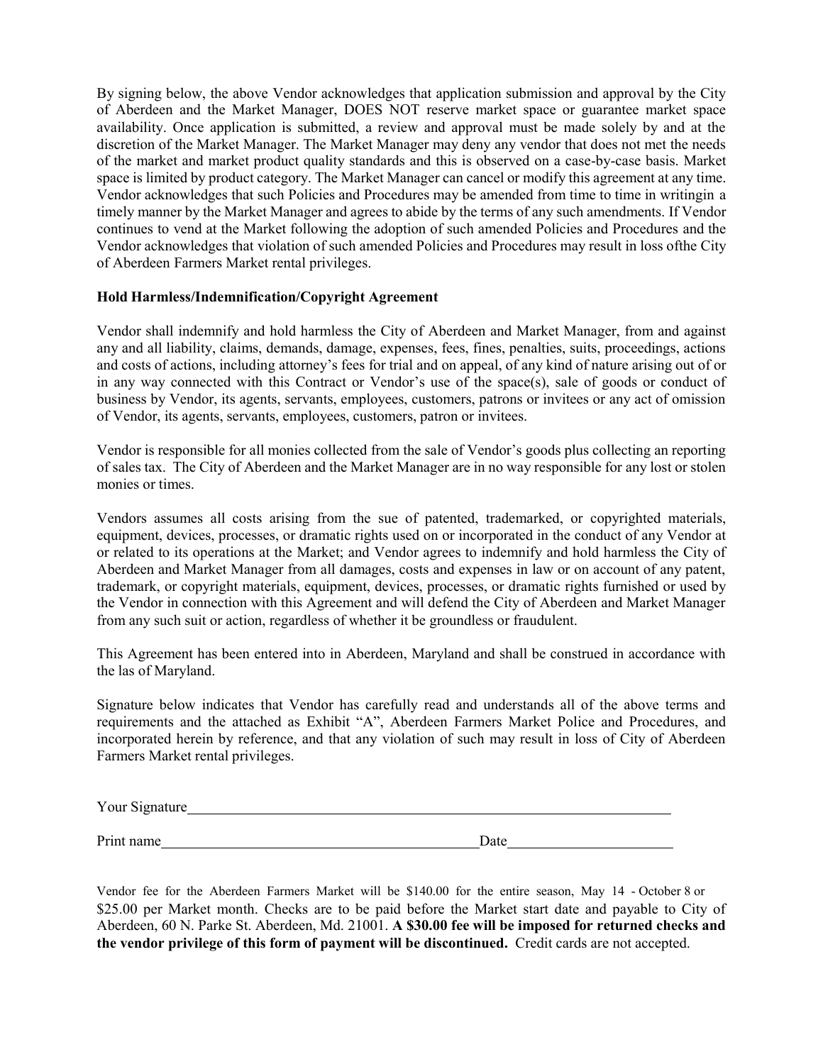By signing below, the above Vendor acknowledges that application submission and approval by the City of Aberdeen and the Market Manager, DOES NOT reserve market space or guarantee market space availability. Once application is submitted, a review and approval must be made solely by and at the discretion of the Market Manager. The Market Manager may deny any vendor that does not met the needs of the market and market product quality standards and this is observed on a case-by-case basis. Market space is limited by product category. The Market Manager can cancel or modify this agreement at any time. Vendor acknowledges that such Policies and Procedures may be amended from time to time in writingin a timely manner by the Market Manager and agrees to abide by the terms of any such amendments. If Vendor continues to vend at the Market following the adoption of such amended Policies and Procedures and the Vendor acknowledges that violation of such amended Policies and Procedures may result in loss ofthe City of Aberdeen Farmers Market rental privileges.

**Hold Harmless/Indemnification/Copyright Agreement**

Vendor shall indemnify and hold harmless the City of Aberdeen and Market Manager, from and against any and all liability, claims, demands, damage, expenses, fees, fines, penalties, suits, proceedings, actions and costs of actions, including attorney's fees for trial and on appeal, of any kind of nature arising out of or in any way connected with this Contract or Vendor's use of the space(s), sale of goods or conduct of business by Vendor, its agents, servants, employees, customers, patrons or invitees or any act of omission of Vendor, its agents, servants, employees, customers, patron or invitees.

Vendor is responsible for all monies collected from the sale of Vendor's goods plus collecting an reporting of sales tax. The City of Aberdeen and the Market Manager are in no way responsible for any lost or stolen monies or times.

Vendors assumes all costs arising from the sue of patented, trademarked, or copyrighted materials, equipment, devices, processes, or dramatic rights used on or incorporated in the conduct of any Vendor at or related to its operations at the Market; and Vendor agrees to indemnify and hold harmless the City of Aberdeen and Market Manager from all damages, costs and expenses in law or on account of any patent, trademark, or copyright materials, equipment, devices, processes, or dramatic rights furnished or used by the Vendor in connection with this Agreement and will defend the City of Aberdeen and Market Manager from any such suit or action, regardless of whether it be groundless or fraudulent.

This Agreement has been entered into in Aberdeen, Maryland and shall be construed in accordance with the las of Maryland.

Signature below indicates that Vendor has carefully read and understands all of the above terms and requirements and the attached as Exhibit "A", Aberdeen Farmers Market Police and Procedures, and incorporated herein by reference, and that any violation of such may result in loss of City of Aberdeen Farmers Market rental privileges.

Your Signature\_\_\_\_\_\_\_\_\_\_\_\_\_\_\_\_\_\_\_\_\_\_\_\_\_\_\_\_\_\_\_\_\_\_\_\_\_\_\_\_\_\_\_\_\_\_\_\_\_\_\_\_\_\_\_\_

Print name\_\_\_\_\_\_\_\_\_\_\_\_\_\_\_\_\_\_\_\_\_\_\_\_\_\_\_\_\_\_\_\_\_\_\_\_\_\_Date\_\_\_\_\_\_\_\_\_\_\_\_\_\_\_\_\_\_\_\_

Vendor fee for the Aberdeen Farmers Market will be $140.00 for the entire season, May 14 - October 8 or $25.00 per Market month. Checks are to be paid before the Market start date and payable to City of Aberdeen, 60 N. Parke St. Aberdeen, Md. 21001. **A $30.00 fee will be imposed for returned checks and the vendor privilege of this form of payment will be discontinued.** Credit cards are not accepted.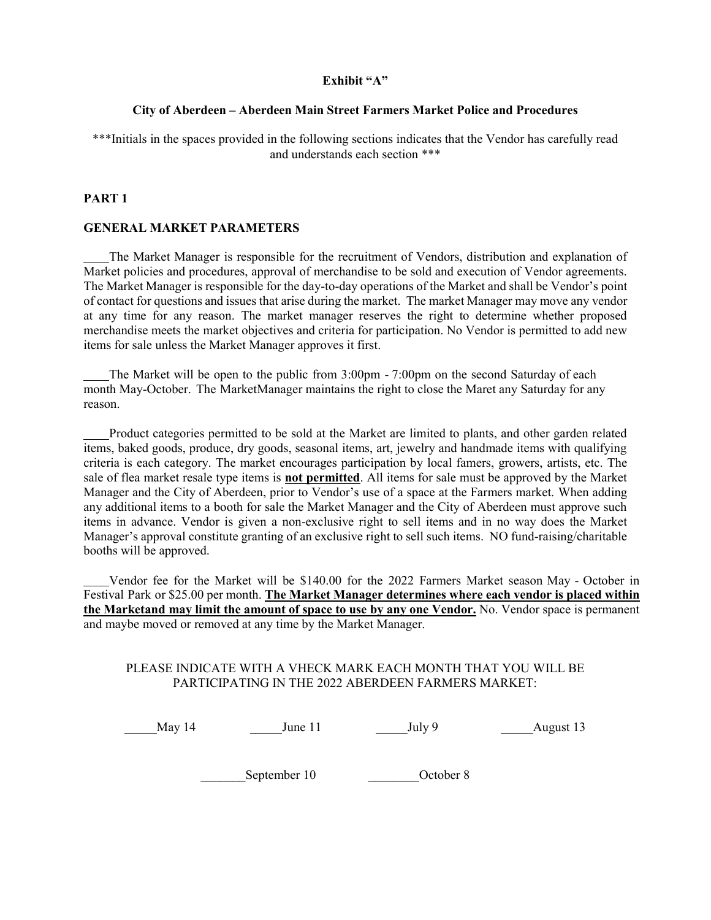**Exhibit "A"**

**City of Aberdeen – Aberdeen Main Street Farmers Market Police and Procedures**

***Initials in the spaces provided in the following sections indicates that the Vendor has carefully read and understands each section ***

## PART 1

### GENERAL MARKET PARAMETERS

____The Market Manager is responsible for the recruitment of Vendors, distribution and explanation of Market policies and procedures, approval of merchandise to be sold and execution of Vendor agreements. The Market Manager is responsible for the day-to-day operations of the Market and shall be Vendor's point of contact for questions and issues that arise during the market. The market Manager may move any vendor at any time for any reason. The market manager reserves the right to determine whether proposed merchandise meets the market objectives and criteria for participation. No Vendor is permitted to add new items for sale unless the Market Manager approves it first.

____The Market will be open to the public from 3:00pm - 7:00pm on the second Saturday of each month May-October. The MarketManager maintains the right to close the Maret any Saturday for any reason.

____Product categories permitted to be sold at the Market are limited to plants, and other garden related items, baked goods, produce, dry goods, seasonal items, art, jewelry and handmade items with qualifying criteria is each category. The market encourages participation by local famers, growers, artists, etc. The sale of flea market resale type items is **not permitted**. All items for sale must be approved by the Market Manager and the City of Aberdeen, prior to Vendor's use of a space at the Farmers market. When adding any additional items to a booth for sale the Market Manager and the City of Aberdeen must approve such items in advance. Vendor is given a non-exclusive right to sell items and in no way does the Market Manager's approval constitute granting of an exclusive right to sell such items. NO fund-raising/charitable booths will be approved.

____Vendor fee for the Market will be $140.00 for the 2022 Farmers Market season May - October in Festival Park or $25.00 per month. **The Market Manager determines where each vendor is placed within the Marketand may limit the amount of space to use by any one Vendor.** No. Vendor space is permanent and maybe moved or removed at any time by the Market Manager.

PLEASE INDICATE WITH A VHECK MARK EACH MONTH THAT YOU WILL BE PARTICIPATING IN THE 2022 ABERDEEN FARMERS MARKET:

_____May 14 _____June 11 _____July 9 _____August 13

_______September 10 ________October 8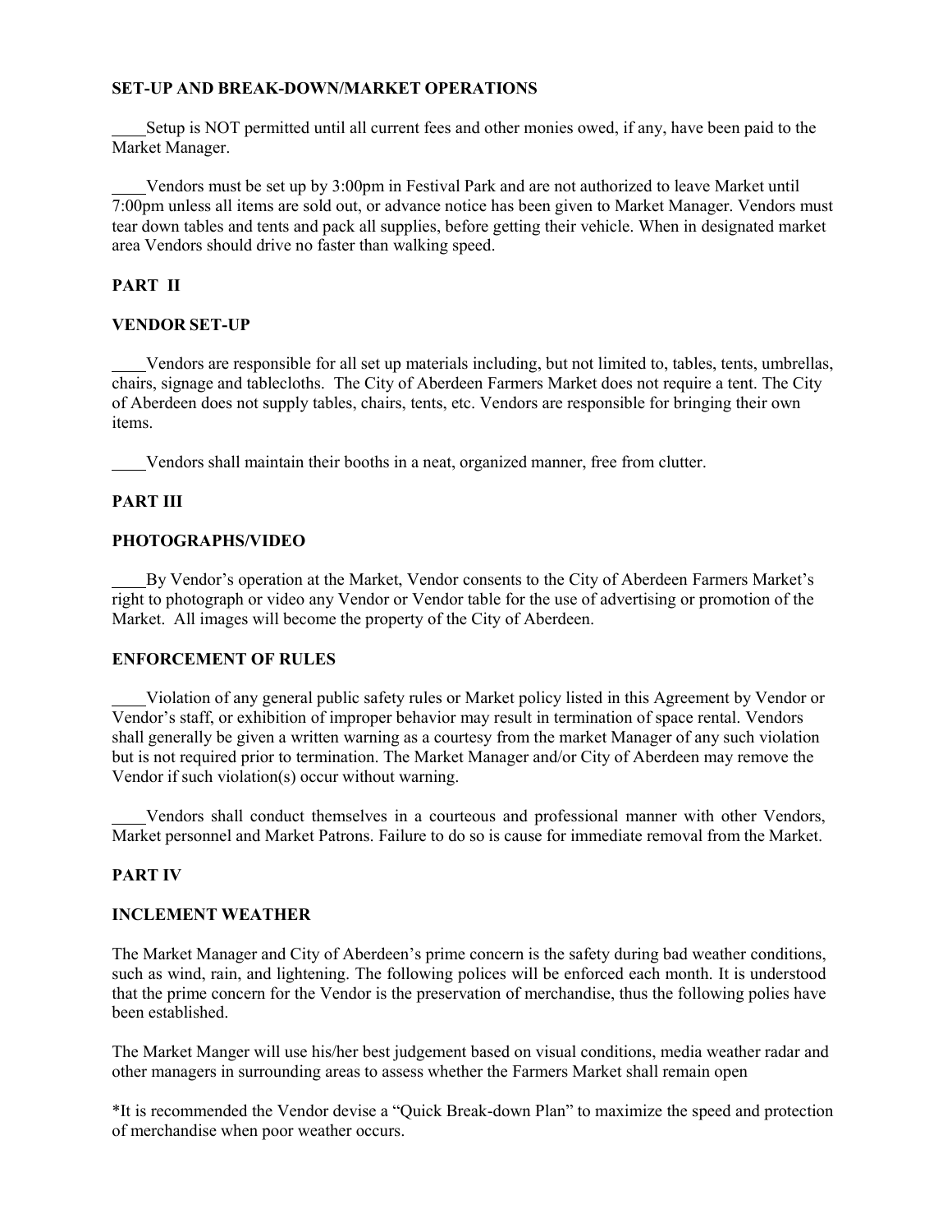**SET-UP AND BREAK-DOWN/MARKET OPERATIONS**

____Setup is NOT permitted until all current fees and other monies owed, if any, have been paid to the Market Manager.

____Vendors must be set up by 3:00pm in Festival Park and are not authorized to leave Market until 7:00pm unless all items are sold out, or advance notice has been given to Market Manager. Vendors must tear down tables and tents and pack all supplies, before getting their vehicle. When in designated market area Vendors should drive no faster than walking speed.

**PART II**

**VENDOR SET-UP**

____Vendors are responsible for all set up materials including, but not limited to, tables, tents, umbrellas, chairs, signage and tablecloths. The City of Aberdeen Farmers Market does not require a tent. The City of Aberdeen does not supply tables, chairs, tents, etc. Vendors are responsible for bringing their own items.

____Vendors shall maintain their booths in a neat, organized manner, free from clutter.

**PART III**

**PHOTOGRAPHS/VIDEO**

____By Vendor's operation at the Market, Vendor consents to the City of Aberdeen Farmers Market's right to photograph or video any Vendor or Vendor table for the use of advertising or promotion of the Market. All images will become the property of the City of Aberdeen.

**ENFORCEMENT OF RULES**

____Violation of any general public safety rules or Market policy listed in this Agreement by Vendor or Vendor's staff, or exhibition of improper behavior may result in termination of space rental. Vendors shall generally be given a written warning as a courtesy from the market Manager of any such violation but is not required prior to termination. The Market Manager and/or City of Aberdeen may remove the Vendor if such violation(s) occur without warning.

____Vendors shall conduct themselves in a courteous and professional manner with other Vendors, Market personnel and Market Patrons. Failure to do so is cause for immediate removal from the Market.

**PART IV**

**INCLEMENT WEATHER**

The Market Manager and City of Aberdeen's prime concern is the safety during bad weather conditions, such as wind, rain, and lightening. The following polices will be enforced each month. It is understood that the prime concern for the Vendor is the preservation of merchandise, thus the following polies have been established.

The Market Manger will use his/her best judgement based on visual conditions, media weather radar and other managers in surrounding areas to assess whether the Farmers Market shall remain open

*It is recommended the Vendor devise a "Quick Break-down Plan" to maximize the speed and protection of merchandise when poor weather occurs.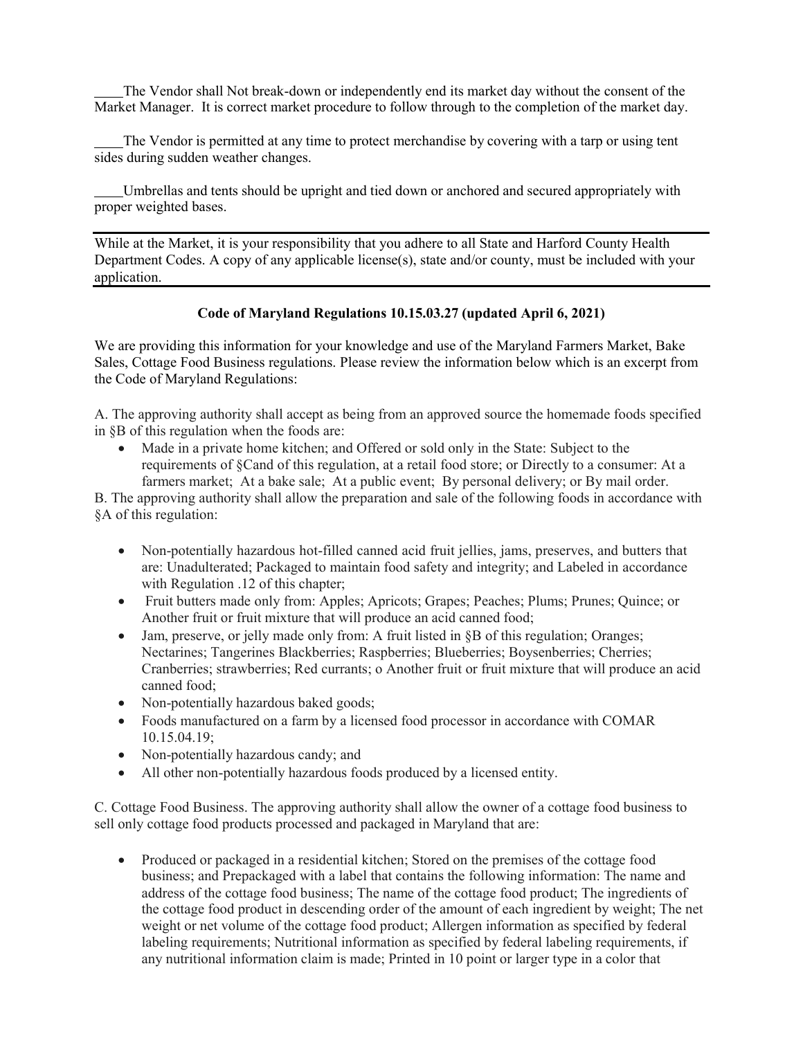____The Vendor shall Not break-down or independently end its market day without the consent of the Market Manager. It is correct market procedure to follow through to the completion of the market day.

____The Vendor is permitted at any time to protect merchandise by covering with a tarp or using tent sides during sudden weather changes.

____Umbrellas and tents should be upright and tied down or anchored and secured appropriately with proper weighted bases.

---

While at the Market, it is your responsibility that you adhere to all State and Harford County Health Department Codes. A copy of any applicable license(s), state and/or county, must be included with your application.

---

**Code of Maryland Regulations 10.15.03.27 (updated April 6, 2021)**

We are providing this information for your knowledge and use of the Maryland Farmers Market, Bake Sales, Cottage Food Business regulations. Please review the information below which is an excerpt from the Code of Maryland Regulations:

A. The approving authority shall accept as being from an approved source the homemade foods specified in §B of this regulation when the foods are:

- Made in a private home kitchen; and Offered or sold only in the State: Subject to the requirements of §Cand of this regulation, at a retail food store; or Directly to a consumer: At a farmers market; At a bake sale; At a public event; By personal delivery; or By mail order.

B. The approving authority shall allow the preparation and sale of the following foods in accordance with §A of this regulation:

- Non-potentially hazardous hot-filled canned acid fruit jellies, jams, preserves, and butters that are: Unadulterated; Packaged to maintain food safety and integrity; and Labeled in accordance with Regulation .12 of this chapter;
- Fruit butters made only from: Apples; Apricots; Grapes; Peaches; Plums; Prunes; Quince; or Another fruit or fruit mixture that will produce an acid canned food;
- Jam, preserve, or jelly made only from: A fruit listed in §B of this regulation; Oranges; Nectarines; Tangerines Blackberries; Raspberries; Blueberries; Boysenberries; Cherries; Cranberries; strawberries; Red currants; o Another fruit or fruit mixture that will produce an acid canned food;
- Non-potentially hazardous baked goods;
- Foods manufactured on a farm by a licensed food processor in accordance with COMAR 10.15.04.19;
- Non-potentially hazardous candy; and
- All other non-potentially hazardous foods produced by a licensed entity.

C. Cottage Food Business. The approving authority shall allow the owner of a cottage food business to sell only cottage food products processed and packaged in Maryland that are:

- Produced or packaged in a residential kitchen; Stored on the premises of the cottage food business; and Prepackaged with a label that contains the following information: The name and address of the cottage food business; The name of the cottage food product; The ingredients of the cottage food product in descending order of the amount of each ingredient by weight; The net weight or net volume of the cottage food product; Allergen information as specified by federal labeling requirements; Nutritional information as specified by federal labeling requirements, if any nutritional information claim is made; Printed in 10 point or larger type in a color that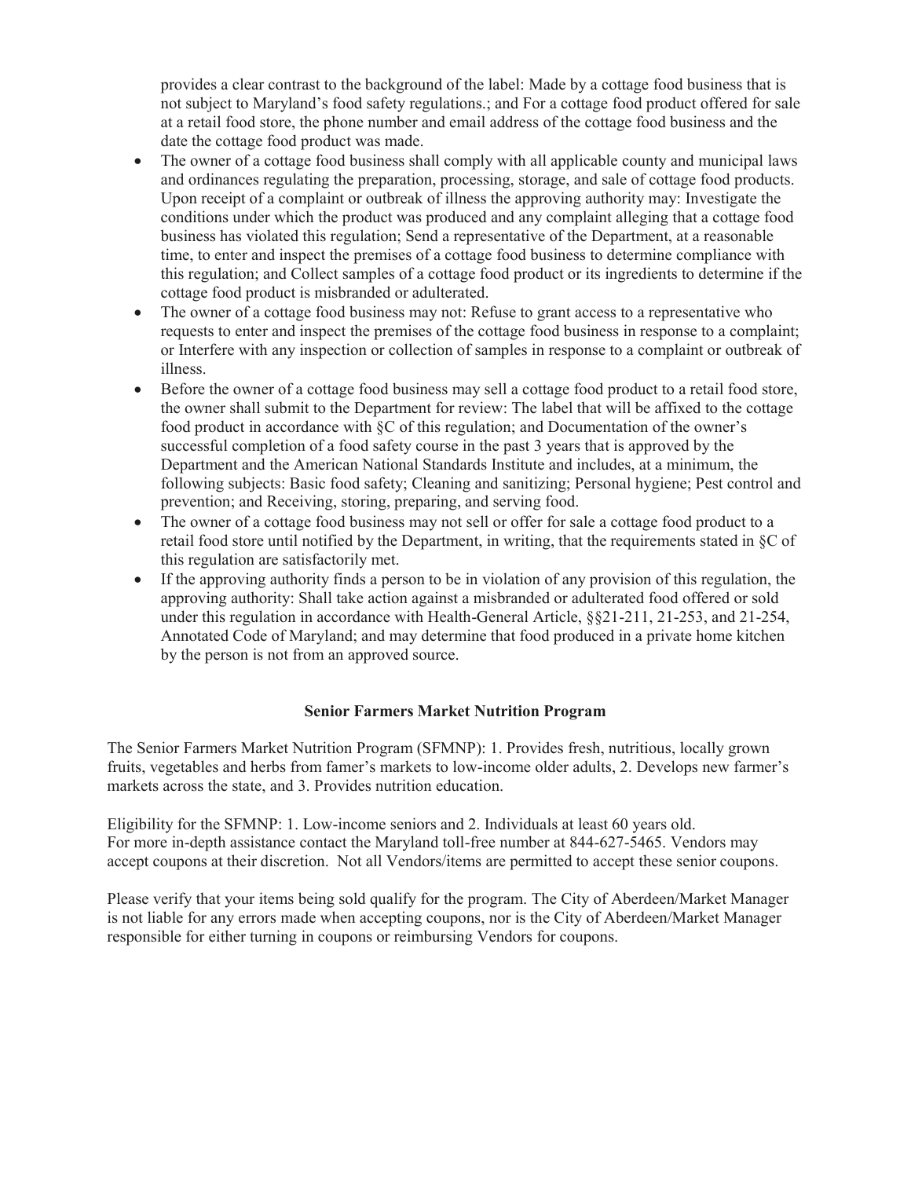provides a clear contrast to the background of the label: Made by a cottage food business that is not subject to Maryland's food safety regulations.; and For a cottage food product offered for sale at a retail food store, the phone number and email address of the cottage food business and the date the cottage food product was made.

- The owner of a cottage food business shall comply with all applicable county and municipal laws and ordinances regulating the preparation, processing, storage, and sale of cottage food products. Upon receipt of a complaint or outbreak of illness the approving authority may: Investigate the conditions under which the product was produced and any complaint alleging that a cottage food business has violated this regulation; Send a representative of the Department, at a reasonable time, to enter and inspect the premises of a cottage food business to determine compliance with this regulation; and Collect samples of a cottage food product or its ingredients to determine if the cottage food product is misbranded or adulterated.
- The owner of a cottage food business may not: Refuse to grant access to a representative who requests to enter and inspect the premises of the cottage food business in response to a complaint; or Interfere with any inspection or collection of samples in response to a complaint or outbreak of illness.
- Before the owner of a cottage food business may sell a cottage food product to a retail food store, the owner shall submit to the Department for review: The label that will be affixed to the cottage food product in accordance with §C of this regulation; and Documentation of the owner's successful completion of a food safety course in the past 3 years that is approved by the Department and the American National Standards Institute and includes, at a minimum, the following subjects: Basic food safety; Cleaning and sanitizing; Personal hygiene; Pest control and prevention; and Receiving, storing, preparing, and serving food.
- The owner of a cottage food business may not sell or offer for sale a cottage food product to a retail food store until notified by the Department, in writing, that the requirements stated in §C of this regulation are satisfactorily met.
- If the approving authority finds a person to be in violation of any provision of this regulation, the approving authority: Shall take action against a misbranded or adulterated food offered or sold under this regulation in accordance with Health-General Article, §§21-211, 21-253, and 21-254, Annotated Code of Maryland; and may determine that food produced in a private home kitchen by the person is not from an approved source.

**Senior Farmers Market Nutrition Program**

The Senior Farmers Market Nutrition Program (SFMNP): 1. Provides fresh, nutritious, locally grown fruits, vegetables and herbs from famer's markets to low-income older adults, 2. Develops new farmer's markets across the state, and 3. Provides nutrition education.

Eligibility for the SFMNP: 1. Low-income seniors and 2. Individuals at least 60 years old.
For more in-depth assistance contact the Maryland toll-free number at 844-627-5465. Vendors may accept coupons at their discretion. Not all Vendors/items are permitted to accept these senior coupons.

Please verify that your items being sold qualify for the program. The City of Aberdeen/Market Manager is not liable for any errors made when accepting coupons, nor is the City of Aberdeen/Market Manager responsible for either turning in coupons or reimbursing Vendors for coupons.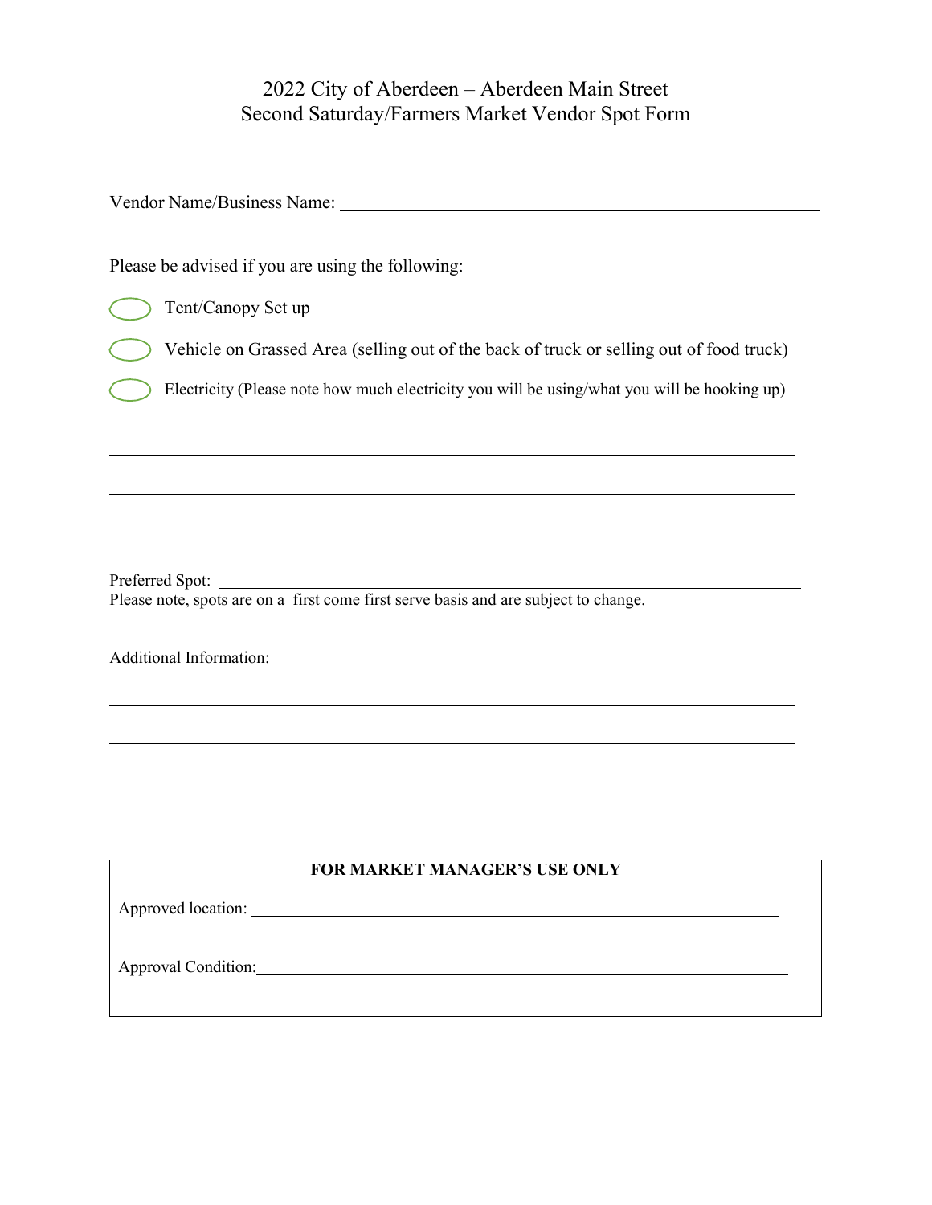# 2022 City of Aberdeen – Aberdeen Main Street
# Second Saturday/Farmers Market Vendor Spot Form

Vendor Name/Business Name: \_\_\_\_\_\_\_\_\_\_\_\_\_\_\_\_\_\_\_\_\_\_\_\_\_\_\_\_\_\_\_\_\_\_\_\_\_\_\_\_

Please be advised if you are using the following:

- ◯ Tent/Canopy Set up
- ◯ Vehicle on Grassed Area (selling out of the back of truck or selling out of food truck)
- ◯ Electricity (Please note how much electricity you will be using/what you will be hooking up)

\_\_\_\_\_\_\_\_\_\_\_\_\_\_\_\_\_\_\_\_\_\_\_\_\_\_\_\_\_\_\_\_\_\_\_\_\_\_\_\_\_\_\_\_\_\_\_\_\_\_\_\_\_\_

\_\_\_\_\_\_\_\_\_\_\_\_\_\_\_\_\_\_\_\_\_\_\_\_\_\_\_\_\_\_\_\_\_\_\_\_\_\_\_\_\_\_\_\_\_\_\_\_\_\_\_\_\_\_

\_\_\_\_\_\_\_\_\_\_\_\_\_\_\_\_\_\_\_\_\_\_\_\_\_\_\_\_\_\_\_\_\_\_\_\_\_\_\_\_\_\_\_\_\_\_\_\_\_\_\_\_\_\_

Preferred Spot: \_\_\_\_\_\_\_\_\_\_\_\_\_\_\_\_\_\_\_\_\_\_\_\_\_\_\_\_\_\_\_\_\_\_\_\_\_\_\_\_\_\_\_\_\_\_

Please note, spots are on a first come first serve basis and are subject to change.

Additional Information:

\_\_\_\_\_\_\_\_\_\_\_\_\_\_\_\_\_\_\_\_\_\_\_\_\_\_\_\_\_\_\_\_\_\_\_\_\_\_\_\_\_\_\_\_\_\_\_\_\_\_\_\_\_\_

\_\_\_\_\_\_\_\_\_\_\_\_\_\_\_\_\_\_\_\_\_\_\_\_\_\_\_\_\_\_\_\_\_\_\_\_\_\_\_\_\_\_\_\_\_\_\_\_\_\_\_\_\_\_

\_\_\_\_\_\_\_\_\_\_\_\_\_\_\_\_\_\_\_\_\_\_\_\_\_\_\_\_\_\_\_\_\_\_\_\_\_\_\_\_\_\_\_\_\_\_\_\_\_\_\_\_\_\_

**FOR MARKET MANAGER'S USE ONLY**

Approved location: \_\_\_\_\_\_\_\_\_\_\_\_\_\_\_\_\_\_\_\_\_\_\_\_\_\_\_\_\_\_\_\_\_\_\_\_\_\_\_\_\_\_\_\_

Approval Condition: \_\_\_\_\_\_\_\_\_\_\_\_\_\_\_\_\_\_\_\_\_\_\_\_\_\_\_\_\_\_\_\_\_\_\_\_\_\_\_\_\_\_\_\_